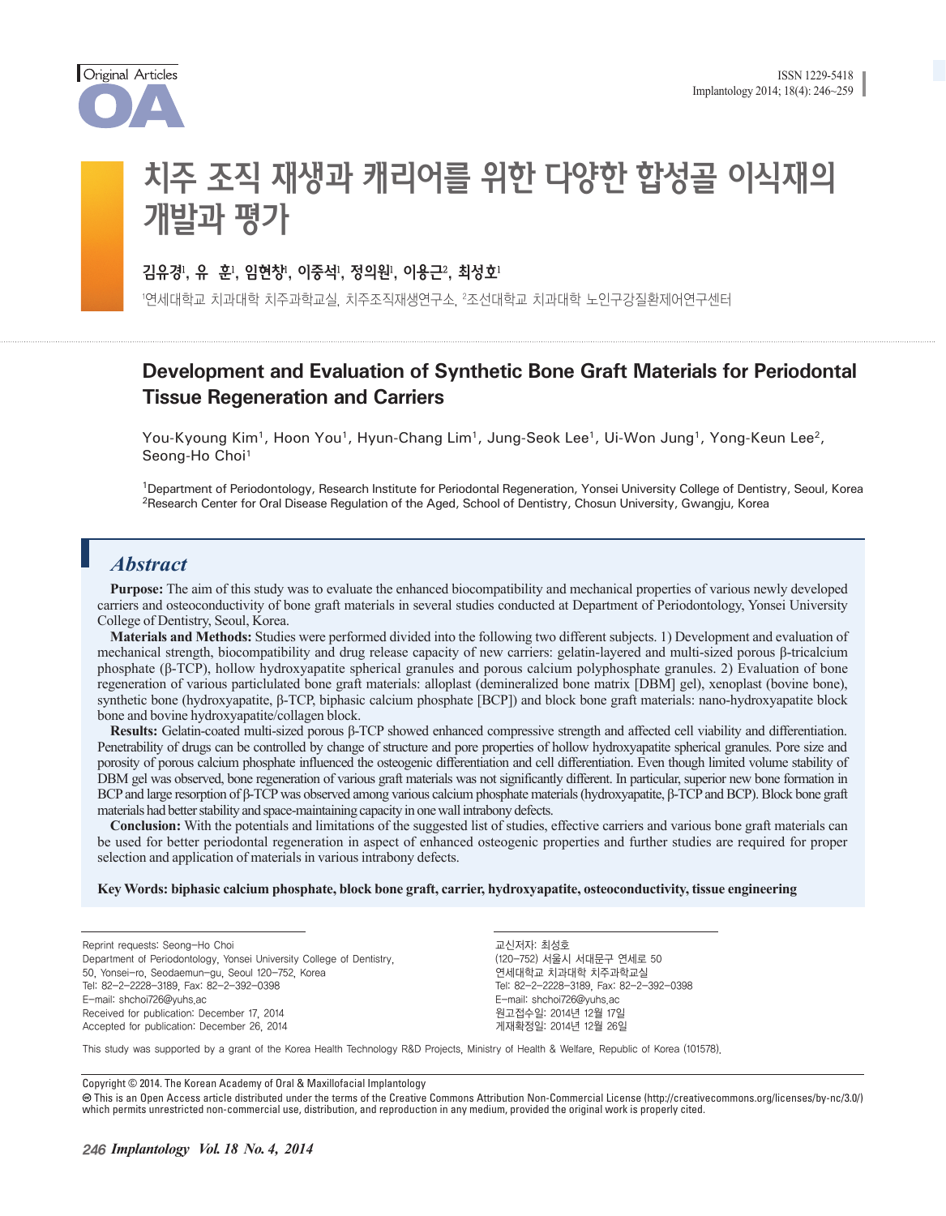Original Articles

# 치주 조직 재생과 캐리어를 위한 다양한 합성골 이식재의 개발과 평가

**김유경[1], 유 훈[1], 임현창[1], 이중석[1], 정의원[1], 이용근[2], 최성호[1]**

[1]연세대학교 치과대학 치주과학교실, 치주조직재생연구소, [2]조선대학교 치과대학 노인구강질환제어연구센터

# Development and Evaluation of Synthetic Bone Graft Materials for Periodontal Tissue Regeneration and Carriers

You-Kyoung Kim[1], Hoon You[1], Hyun-Chang Lim[1], Jung-Seok Lee[1], Ui-Won Jung[1], Yong-Keun Lee[2], Seong-Ho Choi[1]

[1]Department of Periodontology, Research Institute for Periodontal Regeneration, Yonsei University College of Dentistry, Seoul, Korea
[2]Research Center for Oral Disease Regulation of the Aged, School of Dentistry, Chosun University, Gwangju, Korea

## *Abstract*

**Purpose:** The aim of this study was to evaluate the enhanced biocompatibility and mechanical properties of various newly developed carriers and osteoconductivity of bone graft materials in several studies conducted at Department of Periodontology, Yonsei University College of Dentistry, Seoul, Korea.

**Materials and Methods:** Studies were performed divided into the following two different subjects. 1) Development and evaluation of mechanical strength, biocompatibility and drug release capacity of new carriers: gelatin-layered and multi-sized porous β-tricalcium phosphate (β-TCP), hollow hydroxyapatite spherical granules and porous calcium polyphosphate granules. 2) Evaluation of bone regeneration of various particulated bone graft materials: alloplast (demineralized bone matrix [DBM] gel), xenoplast (bovine bone), synthetic bone (hydroxyapatite, β-TCP, biphasic calcium phosphate [BCP]) and block bone graft materials: nano-hydroxyapatite block bone and bovine hydroxyapatite/collagen block.

**Results:** Gelatin-coated multi-sized porous β-TCP showed enhanced compressive strength and affected cell viability and differentiation. Penetrability of drugs can be controlled by change of structure and pore properties of hollow hydroxyapatite spherical granules. Pore size and porosity of porous calcium phosphate influenced the osteogenic differentiation and cell differentiation. Even though limited volume stability of DBM gel was observed, bone regeneration of various graft materials was not significantly different. In particular, superior new bone formation in BCP and large resorption of β-TCP was observed among various calcium phosphate materials (hydroxyapatite, β-TCP and BCP). Block bone graft materials had better stability and space-maintaining capacity in one wall intrabony defects.

**Conclusion:** With the potentials and limitations of the suggested list of studies, effective carriers and various bone graft materials can be used for better periodontal regeneration in aspect of enhanced osteogenic properties and further studies are required for proper selection and application of materials in various intrabony defects.

**Key Words: biphasic calcium phosphate, block bone graft, carrier, hydroxyapatite, osteoconductivity, tissue engineering**

Reprint requests: Seong-Ho Choi
Department of Periodontology, Yonsei University College of Dentistry,
50, Yonsei-ro, Seodaemun-gu, Seoul 120-752, Korea
Tel: 82-2-2228-3189, Fax: 82-2-392-0398
E-mail: shchoi726@yuhs.ac
Received for publication: December 17, 2014
Accepted for publication: December 26, 2014

교신저자: 최성호
(120-752) 서울시 서대문구 연세로 50
연세대학교 치과대학 치주과학교실
Tel: 82-2-2228-3189, Fax: 82-2-392-0398
E-mail: shchoi726@yuhs.ac
원고접수일: 2014년 12월 17일
게재확정일: 2014년 12월 26일

This study was supported by a grant of the Korea Health Technology R&D Projects, Ministry of Health & Welfare, Republic of Korea (101578).

Copyright © 2014. The Korean Academy of Oral & Maxillofacial Implantology
This is an Open Access article distributed under the terms of the Creative Commons Attribution Non-Commercial License (http://creativecommons.org/licenses/by-nc/3.0/) which permits unrestricted non-commercial use, distribution, and reproduction in any medium, provided the original work is properly cited.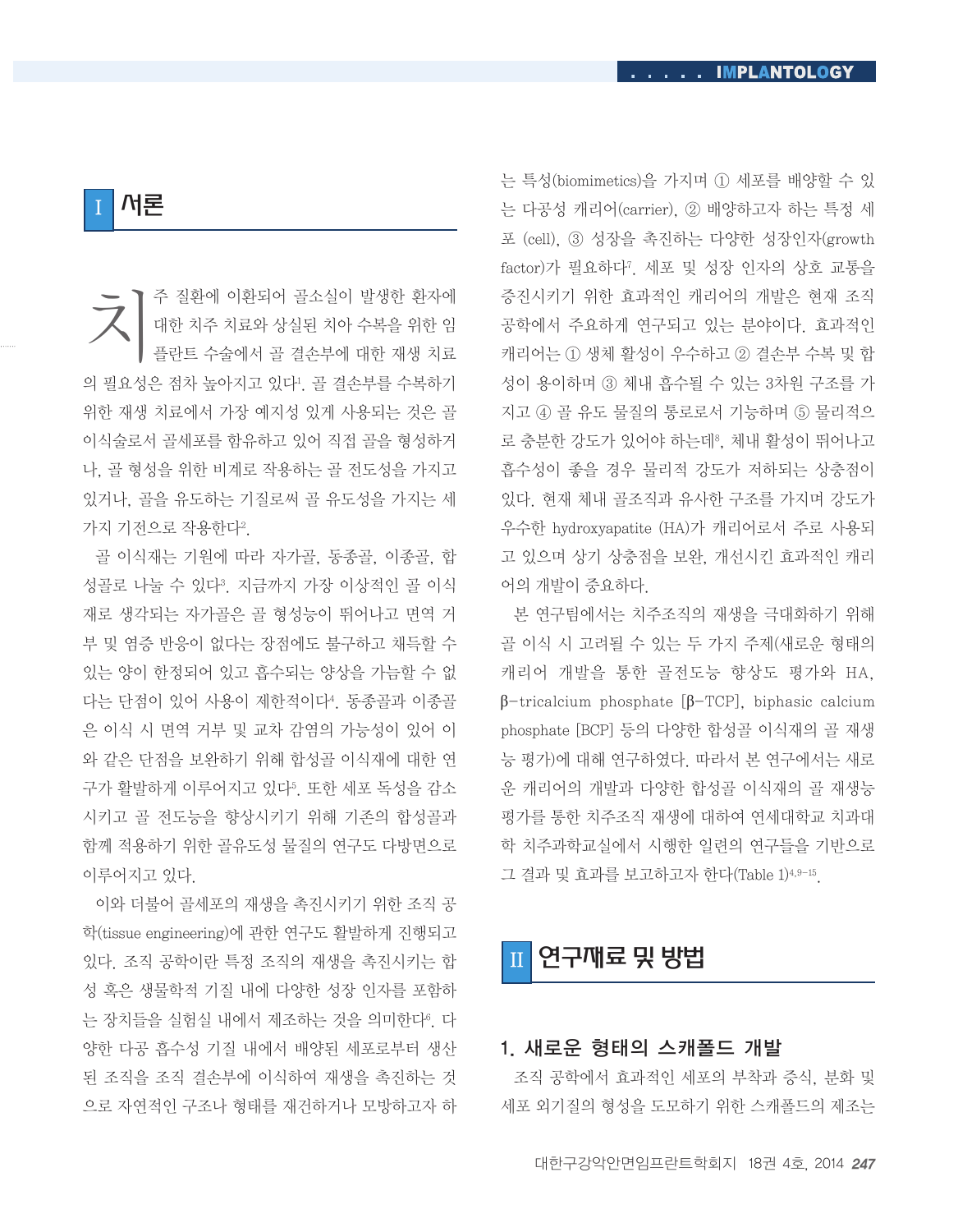## I 서론

치주 질환에 이환되어 골소실이 발생한 환자에 대한 치주 치료와 상실된 치아 수복을 위한 임플란트 수술에서 골 결손부에 대한 재생 치료의 필요성은 점차 높아지고 있다[1]. 골 결손부를 수복하기 위한 재생 치료에서 가장 예지성 있게 사용되는 것은 골이식술로서 골세포를 함유하고 있어 직접 골을 형성하거나, 골 형성을 위한 비계로 작용하는 골 전도성을 가지고 있거나, 골을 유도하는 기질로써 골 유도성을 가지는 세 가지 기전으로 작용한다[2].

골 이식재는 기원에 따라 자가골, 동종골, 이종골, 합성골로 나눌 수 있다[3]. 지금까지 가장 이상적인 골 이식재로 생각되는 자가골은 골 형성능이 뛰어나고 면역 거부 및 염증 반응이 없다는 장점에도 불구하고 채득할 수 있는 양이 한정되어 있고 흡수되는 양상을 가늠할 수 없다는 단점이 있어 사용이 제한적이다[4]. 동종골과 이종골은 이식 시 면역 거부 및 교차 감염의 가능성이 있어 이와 같은 단점을 보완하기 위해 합성골 이식재에 대한 연구가 활발하게 이루어지고 있다[5]. 또한 세포 독성을 감소시키고 골 전도능을 향상시키기 위해 기존의 합성골과 함께 적용하기 위한 골유도성 물질의 연구도 다방면으로 이루어지고 있다.

이와 더불어 골세포의 재생을 촉진시키기 위한 조직 공학(tissue engineering)에 관한 연구도 활발하게 진행되고 있다. 조직 공학이란 특정 조직의 재생을 촉진시키는 합성 혹은 생물학적 기질 내에 다양한 성장 인자를 포함하는 장치들을 실험실 내에서 제조하는 것을 의미한다[6]. 다양한 다공 흡수성 기질 내에서 배양된 세포로부터 생산된 조직을 조직 결손부에 이식하여 재생을 촉진하는 것으로 자연적인 구조나 형태를 재건하거나 모방하고자 하는 특성(biomimetics)을 가지며 ① 세포를 배양할 수 있는 다공성 캐리어(carrier), ② 배양하고자 하는 특정 세포 (cell), ③ 성장을 촉진하는 다양한 성장인자(growth factor)가 필요하다[7]. 세포 및 성장 인자의 상호 교통을 증진시키기 위한 효과적인 캐리어의 개발은 현재 조직 공학에서 주요하게 연구되고 있는 분야이다. 효과적인 캐리어는 ① 생체 활성이 우수하고 ② 결손부 수복 및 합성이 용이하며 ③ 체내 흡수될 수 있는 3차원 구조를 가지고 ④ 골 유도 물질의 통로로서 기능하며 ⑤ 물리적으로 충분한 강도가 있어야 하는데[8], 체내 활성이 뛰어나고 흡수성이 좋을 경우 물리적 강도가 저하되는 상충점이 있다. 현재 체내 골조직과 유사한 구조를 가지며 강도가 우수한 hydroxyapatite (HA)가 캐리어로서 주로 사용되고 있으며 상기 상충점을 보완, 개선시킨 효과적인 캐리어의 개발이 중요하다.

본 연구팀에서는 치주조직의 재생을 극대화하기 위해 골 이식 시 고려될 수 있는 두 가지 주제(새로운 형태의 캐리어 개발을 통한 골전도능 향상도 평가와 HA, β-tricalcium phosphate [β-TCP], biphasic calcium phosphate [BCP] 등의 다양한 합성골 이식재의 골 재생능 평가)에 대해 연구하였다. 따라서 본 연구에서는 새로운 캐리어의 개발과 다양한 합성골 이식재의 골 재생능 평가를 통한 치주조직 재생에 대하여 연세대학교 치과대학 치주과학교실에서 시행한 일련의 연구들을 기반으로 그 결과 및 효과를 보고하고자 한다(Table 1)[4,9-15].

## II 연구재료 및 방법

### 1. 새로운 형태의 스캐폴드 개발

조직 공학에서 효과적인 세포의 부착과 증식, 분화 및 세포 외기질의 형성을 도모하기 위한 스캐폴드의 제조는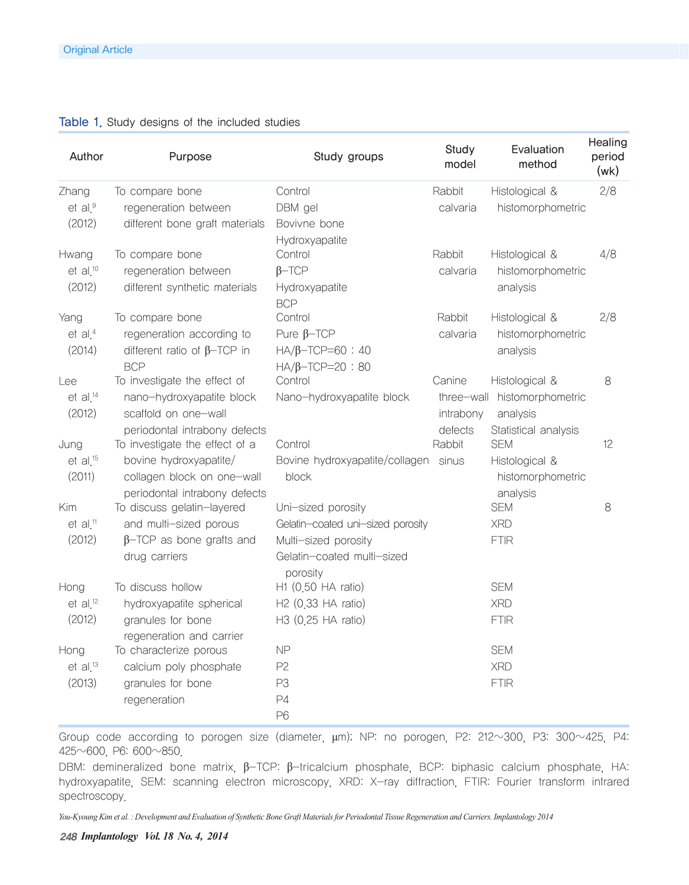**Table 1.** Study designs of the included studies

| Author | Purpose | Study groups | Study model | Evaluation method | Healing period (wk) |
|---|---|---|---|---|---|
| Zhang et al.[9] (2012) | To compare bone regeneration between different bone graft materials | Control<br>DBM gel<br>Bovivne bone<br>Hydroxyapatite | Rabbit calvaria | Histological & histomorphometric | 2/8 |
| Hwang et al.[10] (2012) | To compare bone regeneration between different synthetic materials | Control<br>β–TCP<br>Hydroxyapatite<br>BCP | Rabbit calvaria | Histological & histomorphometric analysis | 4/8 |
| Yang et al.[4] (2014) | To compare bone regeneration according to different ratio of β–TCP in BCP | Control<br>Pure β–TCP<br>HA/β–TCP=60 : 40<br>HA/β–TCP=20 : 80 | Rabbit calvaria | Histological & histomorphometric analysis | 2/8 |
| Lee et al.[14] (2012) | To investigate the effect of nano–hydroxyapatite block scaffold on one–wall periodontal intrabony defects | Control<br>Nano–hydroxyapatite block | Canine three–wall intrabony defects | Histological & histomorphometric analysis<br>Statistical analysis | 8 |
| Jung et al.[15] (2011) | To investigate the effect of a bovine hydroxyapatite/collagen block on one–wall periodontal intrabony defects | Control<br>Bovine hydroxyapatite/collagen block | Rabbit sinus | SEM<br>Histological & histomorphometric analysis | 12 |
| Kim et al.[11] (2012) | To discuss gelatin–layered and multi–sized porous β–TCP as bone grafts and drug carriers | Uni–sized porosity<br>Gelatin–coated uni–sized porosity<br>Multi–sized porosity<br>Gelatin–coated multi–sized porosity | | SEM<br>XRD<br>FTIR | 8 |
| Hong et al.[12] (2012) | To discuss hollow hydroxyapatite spherical granules for bone regeneration and carrier | H1 (0.50 HA ratio)<br>H2 (0.33 HA ratio)<br>H3 (0.25 HA ratio) | | SEM<br>XRD<br>FTIR | |
| Hong et al.[13] (2013) | To characterize porous calcium poly phosphate granules for bone regeneration | NP<br>P2<br>P3<br>P4<br>P6 | | SEM<br>XRD<br>FTIR | |

Group code according to porogen size (diameter, μm); NP: no porogen, P2: 212∼300, P3: 300∼425, P4: 425∼600, P6: 600∼850.

DBM: demineralized bone matrix, β–TCP: β–tricalcium phosphate, BCP: biphasic calcium phosphate, HA: hydroxyapatite, SEM: scanning electron microscopy, XRD: X–ray diffraction, FTIR: Fourier transform infrared spectroscopy.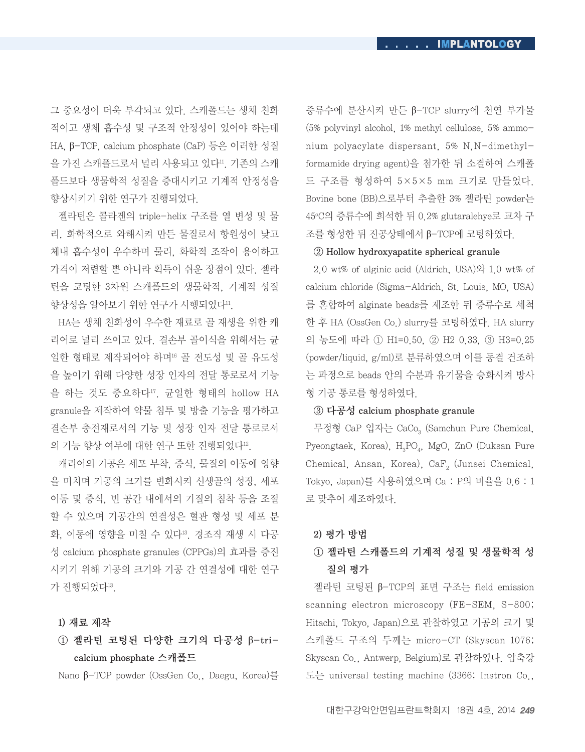그 중요성이 더욱 부각되고 있다. 스캐폴드는 생체 친화적이고 생체 흡수성 및 구조적 안정성이 있어야 하는데 HA, β-TCP, calcium phosphate (CaP) 등은 이러한 성질을 가진 스캐폴드로서 널리 사용되고 있다[11]. 기존의 스캐폴드보다 생물학적 성질을 증대시키고 기계적 안정성을 향상시키기 위한 연구가 진행되었다.

젤라틴은 콜라겐의 triple-helix 구조를 열 변성 및 물리, 화학적으로 와해시켜 만든 물질로서 항원성이 낮고 체내 흡수성이 우수하며 물리, 화학적 조작이 용이하고 가격이 저렴할 뿐 아니라 획득이 쉬운 장점이 있다. 젤라틴을 코팅한 3차원 스캐폴드의 생물학적, 기계적 성질 향상성을 알아보기 위한 연구가 시행되었다[11].

HA는 생체 친화성이 우수한 재료로 골 재생을 위한 캐리어로 널리 쓰이고 있다. 결손부 골이식을 위해서는 균일한 형태로 제작되어야 하며[16] 골 전도성 및 골 유도성을 높이기 위해 다양한 성장 인자의 전달 통로로서 기능을 하는 것도 중요하다[17]. 균일한 형태의 hollow HA granule을 제작하여 약물 침투 및 방출 기능을 평가하고 결손부 충전재로서의 기능 및 성장 인자 전달 통로로서의 기능 향상 여부에 대한 연구 또한 진행되었다[12].

캐리어의 기공은 세포 부착, 증식, 물질의 이동에 영향을 미치며 기공의 크기를 변화시켜 신생골의 성장, 세포 이동 및 증식, 빈 공간 내에서의 기질의 침착 등을 조절할 수 있으며 기공간의 연결성은 혈관 형성 및 세포 분화, 이동에 영향을 미칠 수 있다[13]. 경조직 재생 시 다공성 calcium phosphate granules (CPPGs)의 효과를 증진시키기 위해 기공의 크기와 기공 간 연결성에 대한 연구가 진행되었다[13].

#### 1) 재료 제작

**① 젤라틴 코팅된 다양한 크기의 다공성 β-tricalcium phosphate 스캐폴드**

Nano β-TCP powder (OssGen Co., Daegu, Korea)를 증류수에 분산시켜 만든 β-TCP slurry에 천연 부가물 (5% polyvinyl alcohol, 1% methyl cellulose, 5% ammonium polyacylate dispersant, 5% N,N-dimethylformamide drying agent)을 첨가한 뒤 소결하여 스캐폴드 구조를 형성하여 5×5×5 mm 크기로 만들었다. Bovine bone (BB)으로부터 추출한 3% 젤라틴 powder는 45°C의 증류수에 희석한 뒤 0.2% glutaralehye로 교차 구조를 형성한 뒤 진공상태에서 β-TCP에 코팅하였다.

**② Hollow hydroxyapatite spherical granule**

2.0 wt% of alginic acid (Aldrich, USA)와 1.0 wt% of calcium chloride (Sigma-Aldrich, St. Louis, MO, USA)를 혼합하여 alginate beads를 제조한 뒤 증류수로 세척한 후 HA (OssGen Co.) slurry를 코팅하였다. HA slurry의 농도에 따라 ① H1=0.50, ② H2 0.33, ③ H3=0.25 (powder/liquid, g/ml)로 분류하였으며 이를 동결 건조하는 과정으로 beads 안의 수분과 유기물을 승화시켜 방사형 기공 통로를 형성하였다.

**③ 다공성 calcium phosphate granule**

무정형 CaP 입자는 $CaCo_3$ (Samchun Pure Chemical, Pyeongtaek, Korea), $H_3PO_4$, MgO, ZnO (Duksan Pure Chemical, Ansan, Korea), $CaF_2$ (Junsei Chemical, Tokyo, Japan)를 사용하였으며 Ca : P의 비율을 0.6 : 1로 맞추어 제조하였다.

#### 2) 평가 방법

**① 젤라틴 스캐폴드의 기계적 성질 및 생물학적 성질의 평가**

젤라틴 코팅된 β-TCP의 표면 구조는 field emission scanning electron microscopy (FE-SEM, S-800; Hitachi, Tokyo, Japan)으로 관찰하였고 기공의 크기 및 스캐폴드 구조의 두께는 micro-CT (Skyscan 1076; Skyscan Co., Antwerp, Belgium)로 관찰하였다. 압축강도는 universal testing machine (3366; Instron Co.,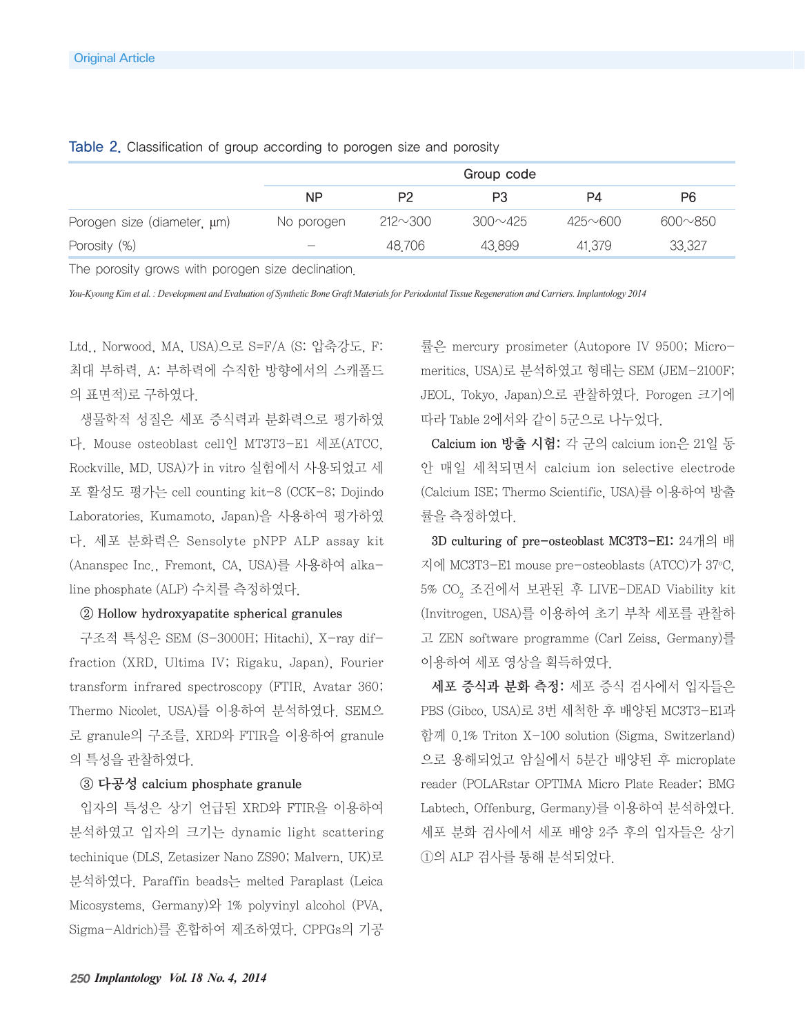Table 2. Classification of group according to porogen size and porosity

| | Group code | | | | |
|---|---|---|---|---|---|
| | NP | P2 | P3 | P4 | P6 |
| Porogen size (diameter, μm) | No porogen | 212~300 | 300~425 | 425~600 | 600~850 |
| Porosity (%) | – | 48.706 | 43.899 | 41.379 | 33.327 |

The porosity grows with porogen size declination.

Ltd., Norwood, MA, USA)으로 S=F/A (S: 압축강도, F: 최대 부하력, A: 부하력에 수직한 방향에서의 스캐폴드의 표면적)로 구하였다.

생물학적 성질은 세포 증식력과 분화력으로 평가하였다. Mouse osteoblast cell인 MT3T3-E1 세포(ATCC, Rockville, MD, USA)가 in vitro 실험에서 사용되었고 세포 활성도 평가는 cell counting kit-8 (CCK-8; Dojindo Laboratories, Kumamoto, Japan)을 사용하여 평가하였다. 세포 분화력은 Sensolyte pNPP ALP assay kit (Ananspec Inc., Fremont, CA, USA)를 사용하여 alkaline phosphate (ALP) 수치를 측정하였다.

**② Hollow hydroxyapatite spherical granules**

구조적 특성은 SEM (S-3000H; Hitachi), X-ray diffraction (XRD, Ultima IV; Rigaku, Japan), Fourier transform infrared spectroscopy (FTIR, Avatar 360; Thermo Nicolet, USA)를 이용하여 분석하였다. SEM으로 granule의 구조를, XRD와 FTIR을 이용하여 granule의 특성을 관찰하였다.

**③ 다공성 calcium phosphate granule**

입자의 특성은 상기 언급된 XRD와 FTIR을 이용하여 분석하였고 입자의 크기는 dynamic light scattering techinique (DLS, Zetasizer Nano ZS90; Malvern, UK)로 분석하였다. Paraffin beads는 melted Paraplast (Leica Micosystems, Germany)와 1% polyvinyl alcohol (PVA, Sigma-Aldrich)를 혼합하여 제조하였다. CPPGs의 기공률은 mercury prosimeter (Autopore IV 9500; Micromeritics, USA)로 분석하였고 형태는 SEM (JEM-2100F; JEOL, Tokyo, Japan)으로 관찰하였다. Porogen 크기에 따라 Table 2에서와 같이 5군으로 나누었다.

**Calcium ion 방출 시험:** 각 군의 calcium ion은 21일 동안 매일 세척되면서 calcium ion selective electrode (Calcium ISE; Thermo Scientific, USA)를 이용하여 방출률을 측정하였다.

**3D culturing of pre-osteoblast MC3T3-E1:** 24개의 배지에 MC3T3-E1 mouse pre-osteoblasts (ATCC)가 37°C, 5% $CO_2$ 조건에서 보관된 후 LIVE-DEAD Viability kit (Invitrogen, USA)를 이용하여 초기 부착 세포를 관찰하고 ZEN software programme (Carl Zeiss, Germany)를 이용하여 세포 영상을 획득하였다.

**세포 증식과 분화 측정:** 세포 증식 검사에서 입자들은 PBS (Gibco, USA)로 3번 세척한 후 배양된 MC3T3-E1과 함께 0.1% Triton X-100 solution (Sigma, Switzerland)으로 용해되었고 암실에서 5분간 배양된 후 microplate reader (POLARstar OPTIMA Micro Plate Reader; BMG Labtech, Offenburg, Germany)를 이용하여 분석하였다. 세포 분화 검사에서 세포 배양 2주 후의 입자들은 상기 ①의 ALP 검사를 통해 분석되었다.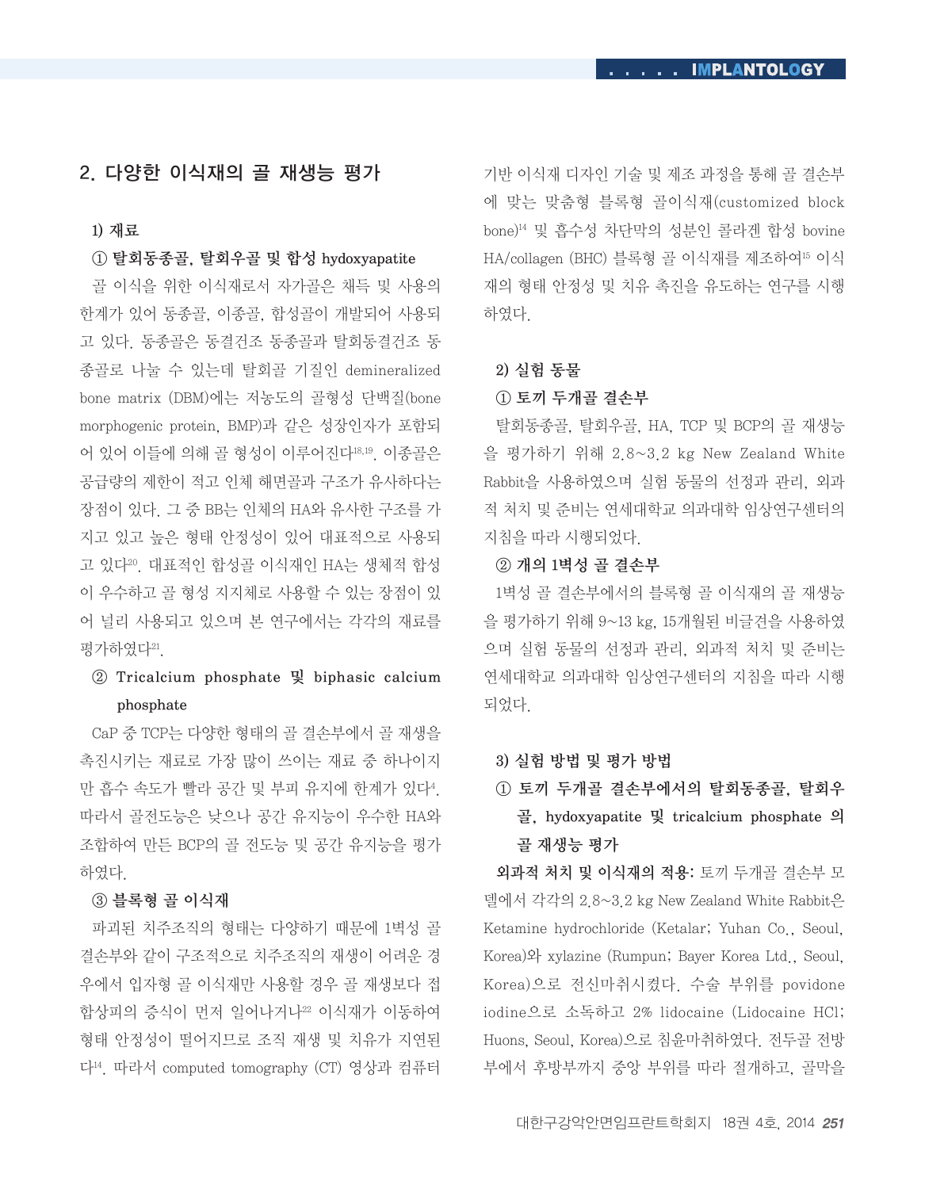## 2. 다양한 이식재의 골 재생능 평가

### 1) 재료

**① 탈회동종골, 탈회우골 및 합성 hydoxyapatite**

골 이식을 위한 이식재로서 자가골은 채득 및 사용의 한계가 있어 동종골, 이종골, 합성골이 개발되어 사용되고 있다. 동종골은 동결건조 동종골과 탈회동결건조 동종골로 나눌 수 있는데 탈회골 기질인 demineralized bone matrix (DBM)에는 저농도의 골형성 단백질(bone morphogenic protein, BMP)과 같은 성장인자가 포함되어 있어 이들에 의해 골 형성이 이루어진다[18,19]. 이종골은 공급량의 제한이 적고 인체 해면골과 구조가 유사하다는 장점이 있다. 그 중 BB는 인체의 HA와 유사한 구조를 가지고 있고 높은 형태 안정성이 있어 대표적으로 사용되고 있다[20]. 대표적인 합성골 이식재인 HA는 생체적 합성이 우수하고 골 형성 지지체로 사용할 수 있는 장점이 있어 널리 사용되고 있으며 본 연구에서는 각각의 재료를 평가하였다[21].

**② Tricalcium phosphate 및 biphasic calcium phosphate**

CaP 중 TCP는 다양한 형태의 골 결손부에서 골 재생을 촉진시키는 재료로 가장 많이 쓰이는 재료 중 하나이지만 흡수 속도가 빨라 공간 및 부피 유지에 한계가 있다[4]. 따라서 골전도능은 낮으나 공간 유지능이 우수한 HA와 조합하여 만든 BCP의 골 전도능 및 공간 유지능을 평가하였다.

**③ 블록형 골 이식재**

파괴된 치주조직의 형태는 다양하기 때문에 1벽성 골 결손부와 같이 구조적으로 치주조직의 재생이 어려운 경우에서 입자형 골 이식재만 사용할 경우 골 재생보다 접합상피의 증식이 먼저 일어나거나[22] 이식재가 이동하여 형태 안정성이 떨어지므로 조직 재생 및 치유가 지연된다[14]. 따라서 computed tomography (CT) 영상과 컴퓨터 기반 이식재 디자인 기술 및 제조 과정을 통해 골 결손부에 맞는 맞춤형 블록형 골이식재(customized block bone)[14] 및 흡수성 차단막의 성분인 콜라겐 합성 bovine HA/collagen (BHC) 블록형 골 이식재를 제조하여[15] 이식재의 형태 안정성 및 치유 촉진을 유도하는 연구를 시행하였다.

### 2) 실험 동물

**① 토끼 두개골 결손부**

탈회동종골, 탈회우골, HA, TCP 및 BCP의 골 재생능을 평가하기 위해 2.8~3.2 kg New Zealand White Rabbit을 사용하였으며 실험 동물의 선정과 관리, 외과적 처치 및 준비는 연세대학교 의과대학 임상연구센터의 지침을 따라 시행되었다.

**② 개의 1벽성 골 결손부**

1벽성 골 결손부에서의 블록형 골 이식재의 골 재생능을 평가하기 위해 9~13 kg, 15개월된 비글견을 사용하였으며 실험 동물의 선정과 관리, 외과적 처치 및 준비는 연세대학교 의과대학 임상연구센터의 지침을 따라 시행되었다.

### 3) 실험 방법 및 평가 방법

**① 토끼 두개골 결손부에서의 탈회동종골, 탈회우골, hydoxyapatite 및 tricalcium phosphate 의 골 재생능 평가**

**외과적 처치 및 이식재의 적용:** 토끼 두개골 결손부 모델에서 각각의 2.8~3.2 kg New Zealand White Rabbit은 Ketamine hydrochloride (Ketalar; Yuhan Co., Seoul, Korea)와 xylazine (Rumpun; Bayer Korea Ltd., Seoul, Korea)으로 전신마취시켰다. 수술 부위를 povidone iodine으로 소독하고 2% lidocaine (Lidocaine HCl; Huons, Seoul, Korea)으로 침윤마취하였다. 전두골 전방부에서 후방부까지 중앙 부위를 따라 절개하고, 골막을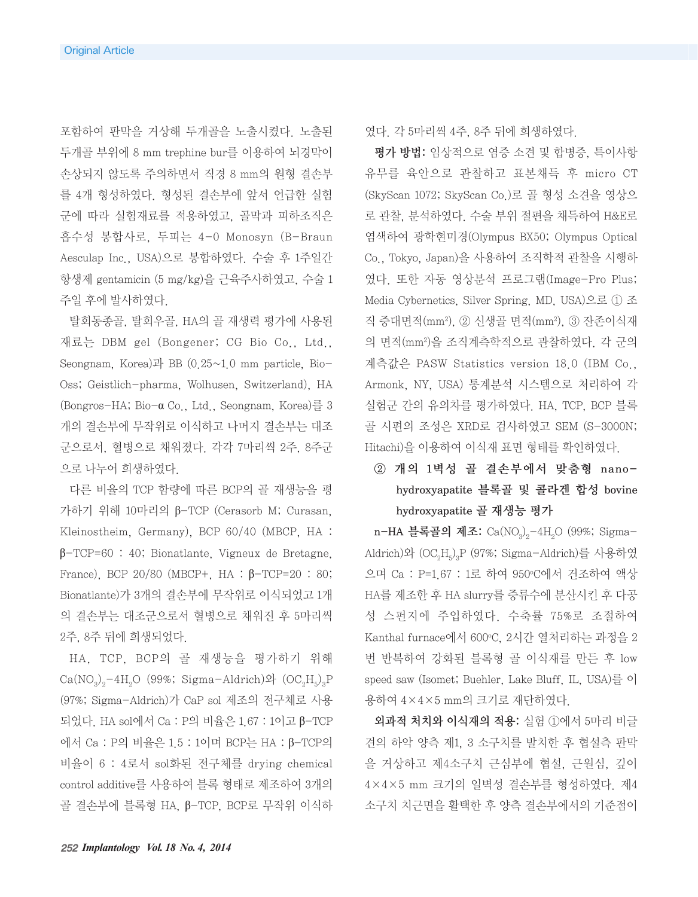포함하여 판막을 거상해 두개골을 노출시켰다. 노출된 두개골 부위에 8 mm trephine bur를 이용하여 뇌경막이 손상되지 않도록 주의하면서 직경 8 mm의 원형 결손부를 4개 형성하였다. 형성된 결손부에 앞서 언급한 실험군에 따라 실험재료를 적용하였고, 골막과 피하조직은 흡수성 봉합사로, 두피는 4-0 Monosyn (B-Braun Aesculap Inc., USA)으로 봉합하였다. 수술 후 1주일간 항생제 gentamicin (5 mg/kg)을 근육주사하였고, 수술 1주일 후에 발사하였다.

탈회동종골, 탈회우골, HA의 골 재생력 평가에 사용된 재료는 DBM gel (Bongener; CG Bio Co., Ltd., Seongnam, Korea)과 BB (0.25~1.0 mm particle, Bio-Oss; Geistlich-pharma, Wolhusen, Switzerland), HA (Bongros-HA; Bio-α Co., Ltd., Seongnam, Korea)를 3개의 결손부에 무작위로 이식하고 나머지 결손부는 대조군으로서, 혈병으로 채워졌다. 각각 7마리씩 2주, 8주군으로 나누어 희생하였다.

다른 비율의 TCP 함량에 따른 BCP의 골 재생능을 평가하기 위해 10마리의 β-TCP (Cerasorb M; Curasan, Kleinostheim, Germany), BCP 60/40 (MBCP, HA : β-TCP=60 : 40; Bionatlante, Vigneux de Bretagne, France), BCP 20/80 (MBCP+, HA : β-TCP=20 : 80; Bionatlante)가 3개의 결손부에 무작위로 이식되었고 1개의 결손부는 대조군으로서 혈병으로 채워진 후 5마리씩 2주, 8주 뒤에 희생되었다.

HA, TCP, BCP의 골 재생능을 평가하기 위해 $Ca(NO_3)_2$-$4H_2O$ (99%; Sigma-Aldrich)와 $(OC_2H_5)_3P$ (97%; Sigma-Aldrich)가 CaP sol 제조의 전구체로 사용되었다. HA sol에서 Ca : P의 비율은 1.67 : 1이고 β-TCP에서 Ca : P의 비율은 1.5 : 1이며 BCP는 HA : β-TCP의 비율이 6 : 4로서 sol화된 전구체를 drying chemical control additive를 사용하여 블록 형태로 제조하여 3개의 골 결손부에 블록형 HA, β-TCP, BCP로 무작위 이식하였다. 각 5마리씩 4주, 8주 뒤에 희생하였다.

**평가 방법:** 임상적으로 염증 소견 및 합병증, 특이사항 유무를 육안으로 관찰하고 표본채득 후 micro CT (SkyScan 1072; SkyScan Co.)로 골 형성 소견을 영상으로 관찰, 분석하였다. 수술 부위 절편을 채득하여 H&E로 염색하여 광학현미경(Olympus BX50; Olympus Optical Co., Tokyo, Japan)을 사용하여 조직학적 관찰을 시행하였다. 또한 자동 영상분석 프로그램(Image-Pro Plus; Media Cybernetics, Silver Spring, MD, USA)으로 ① 조직 증대면적($mm^2$), ② 신생골 면적($mm^2$), ③ 잔존이식재의 면적($mm^2$)을 조직계측학적으로 관찰하였다. 각 군의 계측값은 PASW Statistics version 18.0 (IBM Co., Armonk, NY, USA) 통계분석 시스템으로 처리하여 각 실험군 간의 유의차를 평가하였다. HA, TCP, BCP 블록골 시편의 조성은 XRD로 검사하였고 SEM (S-3000N; Hitachi)을 이용하여 이식재 표면 형태를 확인하였다.

### ② 개의 1벽성 골 결손부에서 맞춤형 nano-hydroxyapatite 블록골 및 콜라겐 합성 bovine hydroxyapatite 골 재생능 평가

**n-HA 블록골의 제조:** $Ca(NO_3)_2$-$4H_2O$ (99%; Sigma-Aldrich)와 $(OC_2H_5)_3P$ (97%; Sigma-Aldrich)를 사용하였으며 Ca : P=1.67 : 1로 하여 950°C에서 건조하여 액상 HA를 제조한 후 HA slurry를 증류수에 분산시킨 후 다공성 스펀지에 주입하였다. 수축률 75%로 조절하여 Kanthal furnace에서 600°C, 2시간 열처리하는 과정을 2번 반복하여 강화된 블록형 골 이식재를 만든 후 low speed saw (Isomet; Buehler, Lake Bluff, IL, USA)를 이용하여 4×4×5 mm의 크기로 재단하였다.

**외과적 처치와 이식재의 적용:** 실험 ①에서 5마리 비글견의 하악 양측 제1, 3 소구치를 발치한 후 협설측 판막을 거상하고 제4소구치 근심부에 협설, 근원심, 깊이 4×4×5 mm 크기의 일벽성 결손부를 형성하였다. 제4소구치 치근면을 활택한 후 양측 결손부에서의 기준점이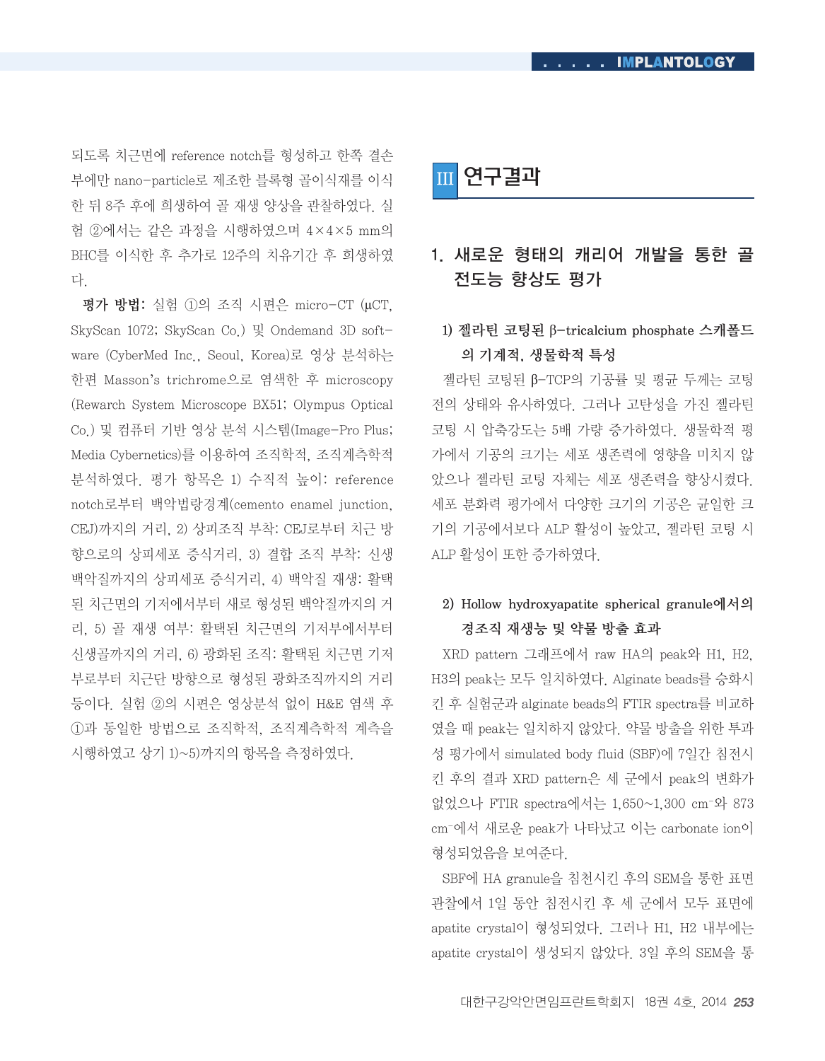되도록 치근면에 reference notch를 형성하고 한쪽 결손부에만 nano-particle로 제조한 블록형 골이식재를 이식한 뒤 8주 후에 희생하여 골 재생 양상을 관찰하였다. 실험 ②에서는 같은 과정을 시행하였으며 4×4×5 mm의 BHC를 이식한 후 추가로 12주의 치유기간 후 희생하였다.

**평가 방법:** 실험 ①의 조직 시편은 micro-CT (μCT, SkyScan 1072; SkyScan Co.) 및 Ondemand 3D software (CyberMed Inc., Seoul, Korea)로 영상 분석하는 한편 Masson's trichrome으로 염색한 후 microscopy (Rewarch System Microscope BX51; Olympus Optical Co.) 및 컴퓨터 기반 영상 분석 시스템(Image-Pro Plus; Media Cybernetics)를 이용하여 조직학적, 조직계측학적 분석하였다. 평가 항목은 1) 수직적 높이: reference notch로부터 백악법랑경계(cemento enamel junction, CEJ)까지의 거리, 2) 상피조직 부착: CEJ로부터 치근 방향으로의 상피세포 증식거리, 3) 결합 조직 부착: 신생 백악질까지의 상피세포 증식거리, 4) 백악질 재생: 활택된 치근면의 기저에서부터 새로 형성된 백악질까지의 거리, 5) 골 재생 여부: 활택된 치근면의 기저부에서부터 신생골까지의 거리, 6) 광화된 조직: 활택된 치근면 기저부로부터 치근단 방향으로 형성된 광화조직까지의 거리 등이다. 실험 ②의 시편은 영상분석 없이 H&E 염색 후 ①과 동일한 방법으로 조직학적, 조직계측학적 계측을 시행하였고 상기 1)~5)까지의 항목을 측정하였다.

# III 연구결과

## 1. 새로운 형태의 캐리어 개발을 통한 골 전도능 향상도 평가

### 1) 젤라틴 코팅된 β-tricalcium phosphate 스캐폴드의 기계적, 생물학적 특성

젤라틴 코팅된 β-TCP의 기공률 및 평균 두께는 코팅 전의 상태와 유사하였다. 그러나 고탄성을 가진 젤라틴 코팅 시 압축강도는 5배 가량 증가하였다. 생물학적 평가에서 기공의 크기는 세포 생존력에 영향을 미치지 않았으나 젤라틴 코팅 자체는 세포 생존력을 향상시켰다. 세포 분화력 평가에서 다양한 크기의 기공은 균일한 크기의 기공에서보다 ALP 활성이 높았고, 젤라틴 코팅 시 ALP 활성이 또한 증가하였다.

### 2) Hollow hydroxyapatite spherical granule에서의 경조직 재생능 및 약물 방출 효과

XRD pattern 그래프에서 raw HA의 peak와 H1, H2, H3의 peak는 모두 일치하였다. Alginate beads를 승화시킨 후 실험군과 alginate beads의 FTIR spectra를 비교하였을 때 peak는 일치하지 않았다. 약물 방출을 위한 투과성 평가에서 simulated body fluid (SBF)에 7일간 침전시킨 후의 결과 XRD pattern은 세 군에서 peak의 변화가 없었으나 FTIR spectra에서는 1,650~1,300 $cm^{-1}$와 873 $cm^{-1}$에서 새로운 peak가 나타났고 이는 carbonate ion이 형성되었음을 보여준다.

SBF에 HA granule을 침전시킨 후의 SEM을 통한 표면 관찰에서 1일 동안 침전시킨 후 세 군에서 모두 표면에 apatite crystal이 형성되었다. 그러나 H1, H2 내부에는 apatite crystal이 생성되지 않았다. 3일 후의 SEM을 통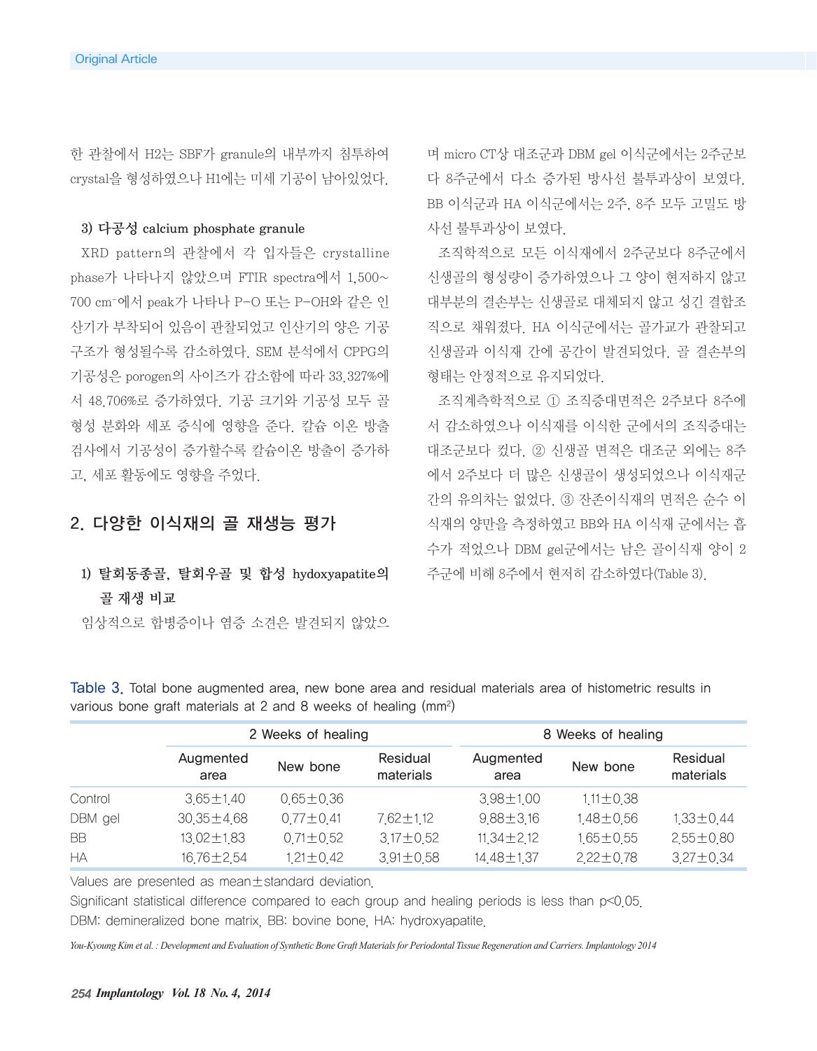한 관찰에서 H2는 SBF가 granule의 내부까지 침투하여 crystal을 형성하였으나 H1에는 미세 기공이 남아있었다.

### 3) 다공성 calcium phosphate granule

XRD pattern의 관찰에서 각 입자들은 crystalline phase가 나타나지 않았으며 FTIR spectra에서 1,500~700 $cm^{-1}$에서 peak가 나타나 P-O 또는 P-OH와 같은 인산기가 부착되어 있음이 관찰되었고 인산기의 양은 기공구조가 형성될수록 감소하였다. SEM 분석에서 CPPG의 기공성은 porogen의 사이즈가 감소함에 따라 33.327%에서 48.706%로 증가하였다. 기공 크기와 기공성 모두 골형성 분화와 세포 증식에 영향을 준다. 칼슘 이온 방출 검사에서 기공성이 증가할수록 칼슘이온 방출이 증가하고, 세포 활동에도 영향을 주었다.

## 2. 다양한 이식재의 골 재생능 평가

### 1) 탈회동종골, 탈회우골 및 합성 hydoxyapatite의 골 재생 비교

임상적으로 합병증이나 염증 소견은 발견되지 않았으며 micro CT상 대조군과 DBM gel 이식군에서는 2주군보다 8주군에서 다소 증가된 방사선 불투과상이 보였다. BB 이식군과 HA 이식군에서는 2주, 8주 모두 고밀도 방사선 불투과상이 보였다.

조직학적으로 모든 이식재에서 2주군보다 8주군에서 신생골의 형성량이 증가하였으나 그 양이 현저하지 않고 대부분의 결손부는 신생골로 대체되지 않고 성긴 결합조직으로 채워졌다. HA 이식군에서는 골가교가 관찰되고 신생골과 이식재 간에 공간이 발견되었다. 골 결손부의 형태는 안정적으로 유지되었다.

조직계측학적으로 ① 조직증대면적은 2주보다 8주에서 감소하였으나 이식재를 이식한 군에서의 조직증대는 대조군보다 컸다. ② 신생골 면적은 대조군 외에는 8주에서 2주보다 더 많은 신생골이 생성되었으나 이식재군 간의 유의차는 없었다. ③ 잔존이식재의 면적은 순수 이식재의 양만을 측정하였고 BB와 HA 이식재 군에서는 흡수가 적었으나 DBM gel군에서는 남은 골이식재 양이 2주군에 비해 8주에서 현저히 감소하였다(Table 3).

Table 3. Total bone augmented area, new bone area and residual materials area of histometric results in various bone graft materials at 2 and 8 weeks of healing ($mm^2$)

| | 2 Weeks of healing | | | 8 Weeks of healing | | |
|---|---|---|---|---|---|---|
| | Augmented area | New bone | Residual materials | Augmented area | New bone | Residual materials |
| Control | 3.65±1.40 | 0.65±0.36 | | 3.98±1.00 | 1.11±0.38 | |
| DBM gel | 30.35±4.68 | 0.77±0.41 | 7.62±1.12 | 9.88±3.16 | 1.48±0.56 | 1.33±0.44 |
| BB | 13.02±1.83 | 0.71±0.52 | 3.17±0.52 | 11.34±2.12 | 1.65±0.55 | 2.55±0.80 |
| HA | 16.76±2.54 | 1.21±0.42 | 3.91±0.58 | 14.48±1.37 | 2.22±0.78 | 3.27±0.34 |

Values are presented as mean±standard deviation.
Significant statistical difference compared to each group and healing periods is less than $p<0.05$.
DBM: demineralized bone matrix, BB: bovine bone, HA: hydroxyapatite.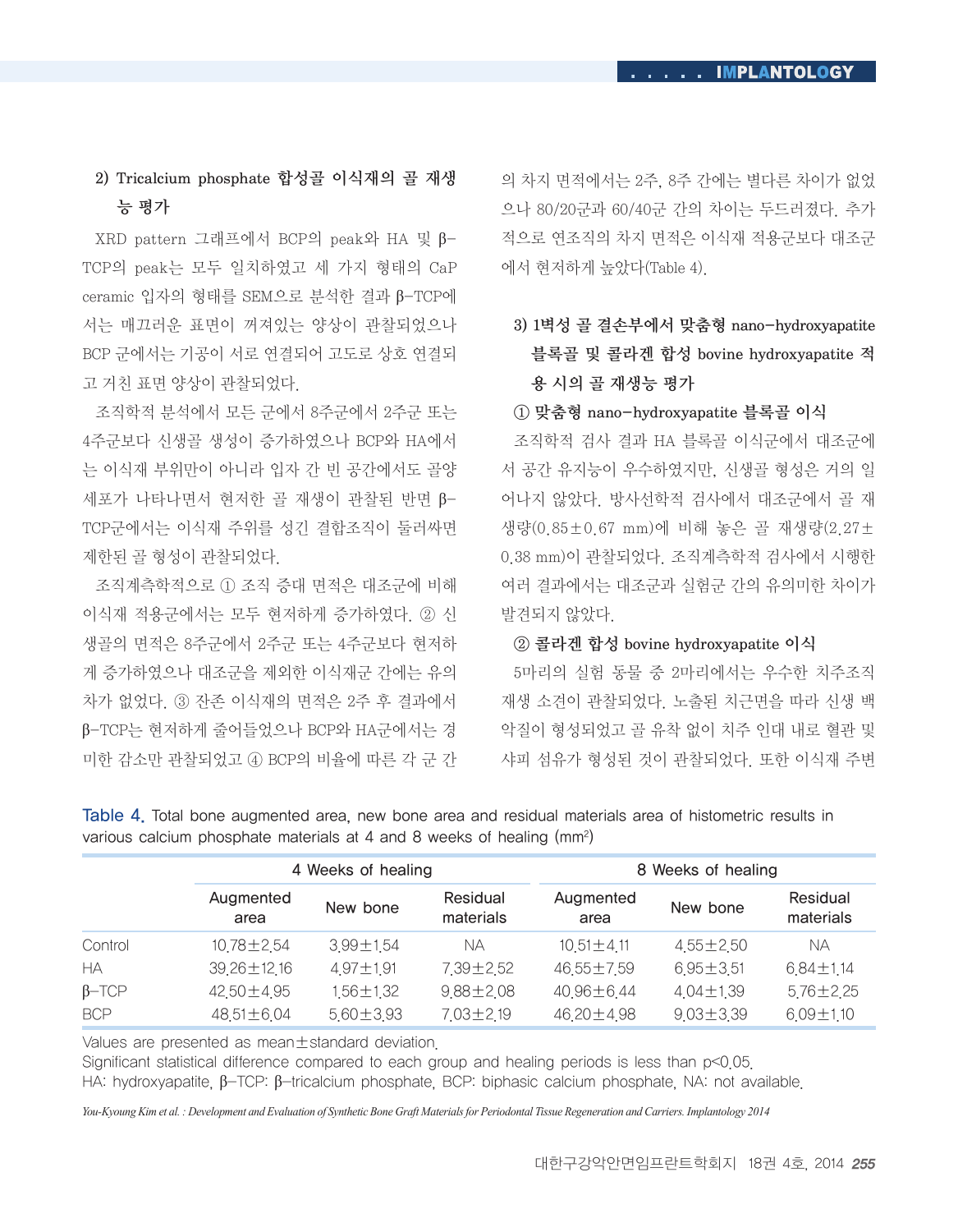#### 2) Tricalcium phosphate 합성골 이식재의 골 재생능 평가

XRD pattern 그래프에서 BCP의 peak와 HA 및 β-TCP의 peak는 모두 일치하였고 세 가지 형태의 CaP ceramic 입자의 형태를 SEM으로 분석한 결과 β-TCP에서는 매끄러운 표면이 꺼져있는 양상이 관찰되었으나 BCP 군에서는 기공이 서로 연결되어 고도로 상호 연결되고 거친 표면 양상이 관찰되었다.

조직학적 분석에서 모든 군에서 8주군에서 2주군 또는 4주군보다 신생골 생성이 증가하였으나 BCP와 HA에서는 이식재 부위만이 아니라 입자 간 빈 공간에서도 골양세포가 나타나면서 현저한 골 재생이 관찰된 반면 β-TCP군에서는 이식재 주위를 성긴 결합조직이 둘러싸면 제한된 골 형성이 관찰되었다.

조직계측학적으로 ① 조직 증대 면적은 대조군에 비해 이식재 적용군에서는 모두 현저하게 증가하였다. ② 신생골의 면적은 8주군에서 2주군 또는 4주군보다 현저하게 증가하였으나 대조군을 제외한 이식재군 간에는 유의차가 없었다. ③ 잔존 이식재의 면적은 2주 후 결과에서 β-TCP는 현저하게 줄어들었으나 BCP와 HA군에서는 경미한 감소만 관찰되었고 ④ BCP의 비율에 따른 각 군 간의 차지 면적에서는 2주, 8주 간에는 별다른 차이가 없었으나 80/20군과 60/40군 간의 차이는 두드러졌다. 추가적으로 연조직의 차지 면적은 이식재 적용군보다 대조군에서 현저하게 높았다(Table 4).

Table 4. Total bone augmented area, new bone area and residual materials area of histometric results in various calcium phosphate materials at 4 and 8 weeks of healing (mm[2])

| | 4 Weeks of healing | | | 8 Weeks of healing | | |
|---|---|---|---|---|---|---|
| | Augmented area | New bone | Residual materials | Augmented area | New bone | Residual materials |
| Control | 10.78±2.54 | 3.99±1.54 | NA | 10.51±4.11 | 4.55±2.50 | NA |
| HA | 39.26±12.16 | 4.97±1.91 | 7.39±2.52 | 46.55±7.59 | 6.95±3.51 | 6.84±1.14 |
| β-TCP | 42.50±4.95 | 1.56±1.32 | 9.88±2.08 | 40.96±6.44 | 4.04±1.39 | 5.76±2.25 |
| BCP | 48.51±6.04 | 5.60±3.93 | 7.03±2.19 | 46.20±4.98 | 9.03±3.39 | 6.09±1.10 |

Values are presented as mean±standard deviation.
Significant statistical difference compared to each group and healing periods is less than $p<0.05$.
HA: hydroxyapatite, β-TCP: β-tricalcium phosphate, BCP: biphasic calcium phosphate, NA: not available.

*You-Kyoung Kim et al. : Development and Evaluation of Synthetic Bone Graft Materials for Periodontal Tissue Regeneration and Carriers. Implantology 2014*

#### 3) 1벽성 골 결손부에서 맞춤형 nano-hydroxyapatite 블록골 및 콜라겐 합성 bovine hydroxyapatite 적용 시의 골 재생능 평가

**① 맞춤형 nano-hydroxyapatite 블록골 이식**

조직학적 검사 결과 HA 블록골 이식군에서 대조군에서 공간 유지능이 우수하였지만, 신생골 형성은 거의 일어나지 않았다. 방사선학적 검사에서 대조군에서 골 재생량(0.85±0.67 mm)에 비해 높은 골 재생량(2.27±0.38 mm)이 관찰되었다. 조직계측학적 검사에서 시행한 여러 결과에서는 대조군과 실험군 간의 유의미한 차이가 발견되지 않았다.

**② 콜라겐 합성 bovine hydroxyapatite 이식**

5마리의 실험 동물 중 2마리에서는 우수한 치주조직 재생 소견이 관찰되었다. 노출된 치근면을 따라 신생 백악질이 형성되었고 골 유착 없이 치주 인대 내로 혈관 및 샤피 섬유가 형성된 것이 관찰되었다. 또한 이식재 주변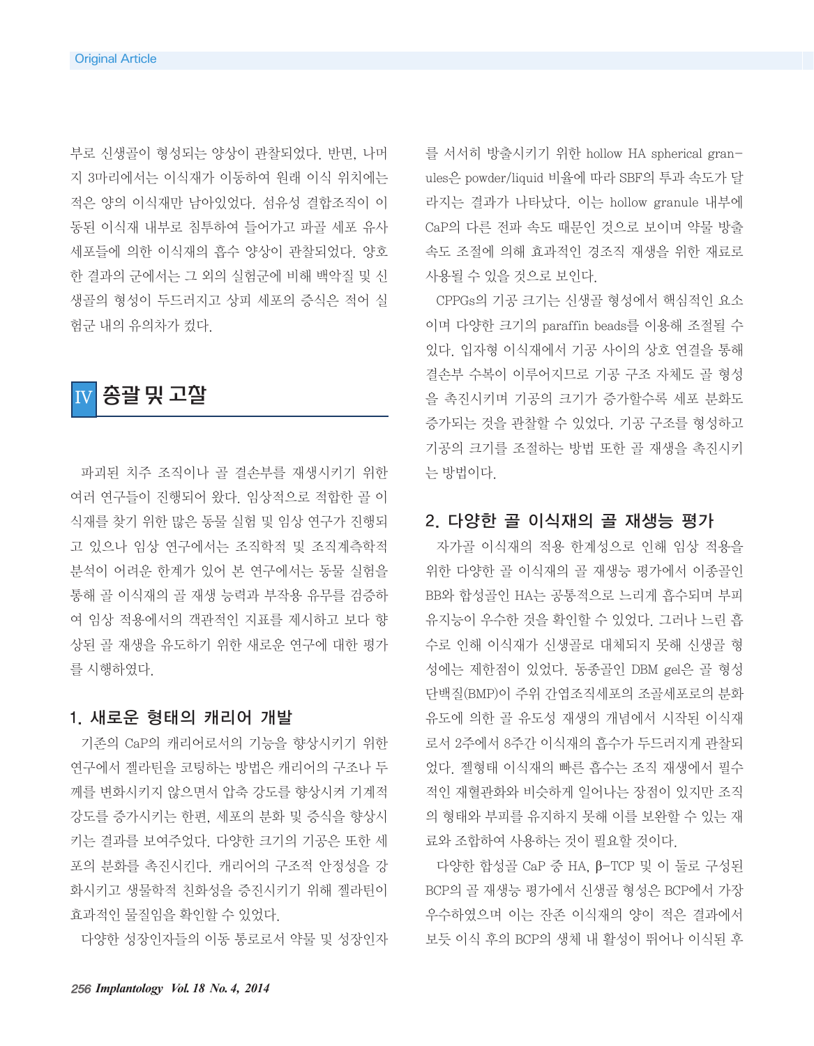부로 신생골이 형성되는 양상이 관찰되었다. 반면, 나머지 3마리에서는 이식재가 이동하여 원래 이식 위치에는 적은 양의 이식재만 남아있었다. 섬유성 결합조직이 이동된 이식재 내부로 침투하여 들어가고 파골 세포 유사 세포들에 의한 이식재의 흡수 양상이 관찰되었다. 양호한 결과의 군에서는 그 외의 실험군에 비해 백악질 및 신생골의 형성이 두드러지고 상피 세포의 증식은 적어 실험군 내의 유의차가 컸다.

## IV 총괄 및 고찰

파괴된 치주 조직이나 골 결손부를 재생시키기 위한 여러 연구들이 진행되어 왔다. 임상적으로 적합한 골 이식재를 찾기 위한 많은 동물 실험 및 임상 연구가 진행되고 있으나 임상 연구에서는 조직학적 및 조직계측학적 분석이 어려운 한계가 있어 본 연구에서는 동물 실험을 통해 골 이식재의 골 재생 능력과 부작용 유무를 검증하여 임상 적용에서의 객관적인 지표를 제시하고 보다 향상된 골 재생을 유도하기 위한 새로운 연구에 대한 평가를 시행하였다.

### 1. 새로운 형태의 캐리어 개발

기존의 CaP의 캐리어로서의 기능을 향상시키기 위한 연구에서 젤라틴을 코팅하는 방법은 캐리어의 구조나 두께를 변화시키지 않으면서 압축 강도를 향상시켜 기계적 강도를 증가시키는 한편, 세포의 분화 및 증식을 향상시키는 결과를 보여주었다. 다양한 크기의 기공은 또한 세포의 분화를 촉진시킨다. 캐리어의 구조적 안정성을 강화시키고 생물학적 친화성을 증진시키기 위해 젤라틴이 효과적인 물질임을 확인할 수 있었다.

다양한 성장인자들의 이동 통로로서 약물 및 성장인자를 서서히 방출시키기 위한 hollow HA spherical granules은 powder/liquid 비율에 따라 SBF의 투과 속도가 달라지는 결과가 나타났다. 이는 hollow granule 내부에 CaP의 다른 전파 속도 때문인 것으로 보이며 약물 방출 속도 조절에 의해 효과적인 경조직 재생을 위한 재료로 사용될 수 있을 것으로 보인다.

CPPGs의 기공 크기는 신생골 형성에서 핵심적인 요소이며 다양한 크기의 paraffin beads를 이용해 조절될 수 있다. 입자형 이식재에서 기공 사이의 상호 연결을 통해 결손부 수복이 이루어지므로 기공 구조 자체도 골 형성을 촉진시키며 기공의 크기가 증가할수록 세포 분화도 증가되는 것을 관찰할 수 있었다. 기공 구조를 형성하고 기공의 크기를 조절하는 방법 또한 골 재생을 촉진시키는 방법이다.

### 2. 다양한 골 이식재의 골 재생능 평가

자가골 이식재의 적용 한계성으로 인해 임상 적용을 위한 다양한 골 이식재의 골 재생능 평가에서 이종골인 BB와 합성골인 HA는 공통적으로 느리게 흡수되며 부피 유지능이 우수한 것을 확인할 수 있었다. 그러나 느린 흡수로 인해 이식재가 신생골로 대체되지 못해 신생골 형성에는 제한점이 있었다. 동종골인 DBM gel은 골 형성 단백질(BMP)이 주위 간엽조직세포의 조골세포로의 분화 유도에 의한 골 유도성 재생의 개념에서 시작된 이식재로서 2주에서 8주간 이식재의 흡수가 두드러지게 관찰되었다. 젤형태 이식재의 빠른 흡수는 조직 재생에서 필수적인 재혈관화와 비슷하게 일어나는 장점이 있지만 조직의 형태와 부피를 유지하지 못해 이를 보완할 수 있는 재료와 조합하여 사용하는 것이 필요할 것이다.

다양한 합성골 CaP 중 HA, β-TCP 및 이 둘로 구성된 BCP의 골 재생능 평가에서 신생골 형성은 BCP에서 가장 우수하였으며 이는 잔존 이식재의 양이 적은 결과에서 보듯 이식 후의 BCP의 생체 내 활성이 뛰어나 이식된 후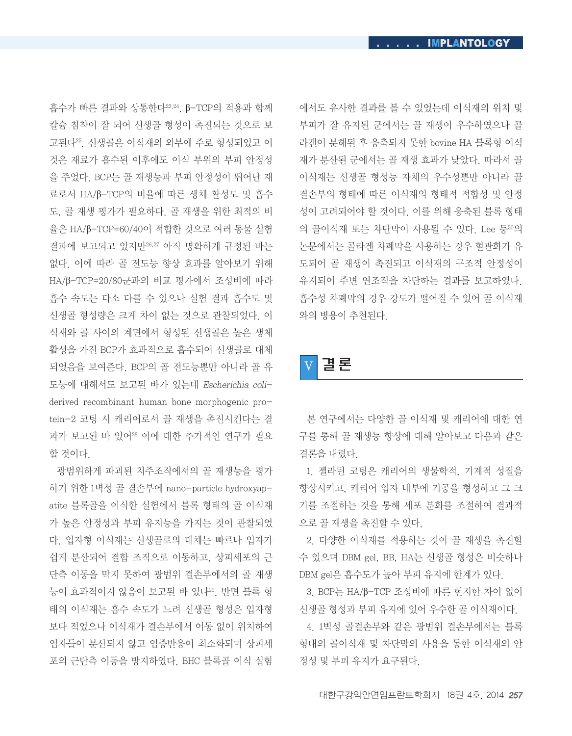흡수가 빠른 결과와 상통한다[23,24]. β-TCP의 적용과 함께 칼슘 침착이 잘 되어 신생골 형성이 촉진되는 것으로 보고된다[25]. 신생골은 이식재의 외부에 주로 형성되었고 이것은 재료가 흡수된 이후에도 이식 부위의 부피 안정성을 주었다. BCP는 골 재생능과 부피 안정성이 뛰어난 재료로서 HA/β-TCP의 비율에 따른 생체 활성도 및 흡수도, 골 재생 평가가 필요하다. 골 재생을 위한 최적의 비율은 HA/β-TCP=60/40이 적합한 것으로 여러 동물 실험 결과에 보고되고 있지만[26,27] 아직 명확하게 규정된 바는 없다. 이에 따라 골 전도능 향상 효과를 알아보기 위해 HA/β-TCP=20/80군과의 비교 평가에서 조성비에 따라 흡수 속도는 다소 다를 수 있으나 실험 결과 흡수도 및 신생골 형성량은 크게 차이 없는 것으로 관찰되었다. 이식재와 골 사이의 계면에서 형성된 신생골은 높은 생체 활성을 가진 BCP가 효과적으로 흡수되어 신생골로 대체되었음을 보여준다. BCP의 골 전도능뿐만 아니라 골 유도능에 대해서도 보고된 바가 있는데 *Escherichia coli*-derived recombinant human bone morphogenic protein-2 코팅 시 캐리어로서 골 재생을 촉진시킨다는 결과가 보고된 바 있어[28] 이에 대한 추가적인 연구가 필요할 것이다.

광범위하게 파괴된 치주조직에서의 골 재생능을 평가하기 위한 1벽성 골 결손부에 nano-particle hydroxyapatite 블록골을 이식한 실험에서 블록 형태의 골 이식재가 높은 안정성과 부피 유지능을 가지는 것이 관찰되었다. 입자형 이식재는 신생골로의 대체는 빠르나 입자가 쉽게 분산되어 결합 조직으로 이동하고, 상피세포의 근단측 이동을 막지 못하여 광범위 결손부에서의 골 재생능이 효과적이지 않음이 보고된 바 있다[29]. 반면 블록 형태의 이식재는 흡수 속도가 느려 신생골 형성은 입자형보다 적었으나 이식재가 결손부에서 이동 없이 위치하여 입자들이 분산되지 않고 염증반응이 최소화되며 상피세포의 근단측 이동을 방지하였다. BHC 블록골 이식 실험에서도 유사한 결과를 볼 수 있었는데 이식재의 위치 및 부피가 잘 유지된 군에서는 골 재생이 우수하였으나 콜라겐이 분해된 후 응축되지 못한 bovine HA 블록형 이식재가 분산된 군에서는 골 재생 효과가 낮았다. 따라서 골 이식재는 신생골 형성능 자체의 우수성뿐만 아니라 골 결손부의 형태에 따른 이식재의 형태적 적합성 및 안정성이 고려되어야 할 것이다. 이를 위해 응축된 블록 형태의 골이식재 또는 차단막이 사용될 수 있다. Lee 등[30]의 논문에서는 콜라겐 차폐막을 사용하는 경우 혈관화가 유도되어 골 재생이 촉진되고 이식재의 구조적 안정성이 유지되어 주변 연조직을 차단하는 결과를 보고하였다. 흡수성 차폐막의 경우 강도가 떨어질 수 있어 골 이식재와의 병용이 추천된다.

## V 결론

본 연구에서는 다양한 골 이식재 및 캐리어에 대한 연구를 통해 골 재생능 향상에 대해 알아보고 다음과 같은 결론을 내렸다.

1. 젤라틴 코팅은 캐리어의 생물학적, 기계적 성질을 향상시키고, 캐리어 입자 내부에 기공을 형성하고 그 크기를 조절하는 것을 통해 세포 분화를 조절하여 결과적으로 골 재생을 촉진할 수 있다.
2. 다양한 이식재를 적용하는 것이 골 재생을 촉진할 수 있으며 DBM gel, BB, HA는 신생골 형성은 비슷하나 DBM gel은 흡수도가 높아 부피 유지에 한계가 있다.
3. BCP는 HA/β-TCP 조성비에 따른 현저한 차이 없이 신생골 형성과 부피 유지에 있어 우수한 골 이식재이다.
4. 1벽성 골결손부와 같은 광범위 결손부에서는 블록 형태의 골이식재 및 차단막의 사용을 통한 이식재의 안정성 및 부피 유지가 요구된다.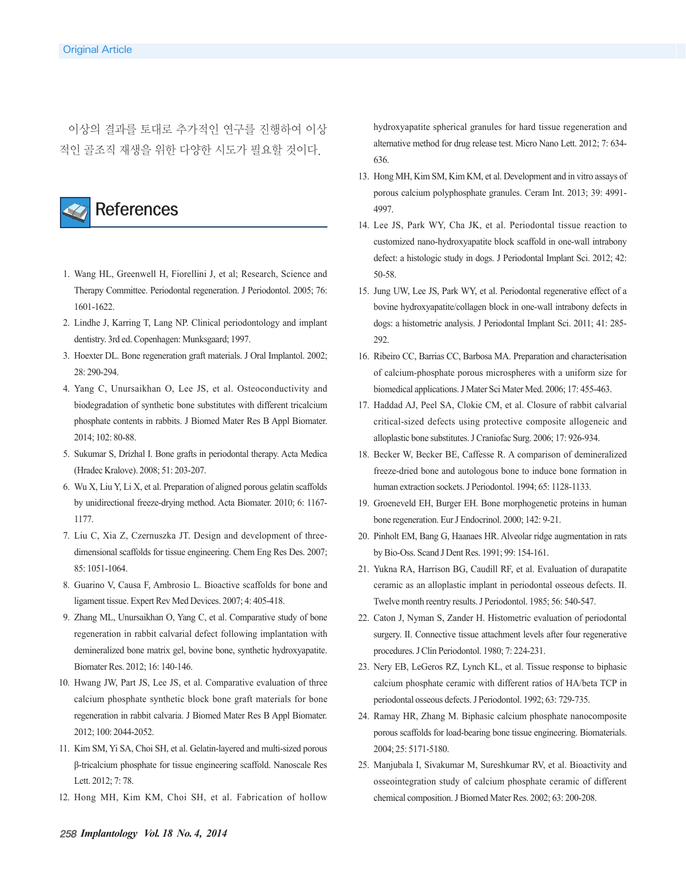이상의 결과를 토대로 추가적인 연구를 진행하여 이상적인 골조직 재생을 위한 다양한 시도가 필요할 것이다.

## References

1. Wang HL, Greenwell H, Fiorellini J, et al; Research, Science and Therapy Committee. Periodontal regeneration. J Periodontol. 2005; 76: 1601-1622.
2. Lindhe J, Karring T, Lang NP. Clinical periodontology and implant dentistry. 3rd ed. Copenhagen: Munksgaard; 1997.
3. Hoexter DL. Bone regeneration graft materials. J Oral Implantol. 2002; 28: 290-294.
4. Yang C, Unursaikhan O, Lee JS, et al. Osteoconductivity and biodegradation of synthetic bone substitutes with different tricalcium phosphate contents in rabbits. J Biomed Mater Res B Appl Biomater. 2014; 102: 80-88.
5. Sukumar S, Drízhal I. Bone grafts in periodontal therapy. Acta Medica (Hradec Kralove). 2008; 51: 203-207.
6. Wu X, Liu Y, Li X, et al. Preparation of aligned porous gelatin scaffolds by unidirectional freeze-drying method. Acta Biomater. 2010; 6: 1167-1177.
7. Liu C, Xia Z, Czernuszka JT. Design and development of three-dimensional scaffolds for tissue engineering. Chem Eng Res Des. 2007; 85: 1051-1064.
8. Guarino V, Causa F, Ambrosio L. Bioactive scaffolds for bone and ligament tissue. Expert Rev Med Devices. 2007; 4: 405-418.
9. Zhang ML, Unursaikhan O, Yang C, et al. Comparative study of bone regeneration in rabbit calvarial defect following implantation with demineralized bone matrix gel, bovine bone, synthetic hydroxyapatite. Biomater Res. 2012; 16: 140-146.
10. Hwang JW, Part JS, Lee JS, et al. Comparative evaluation of three calcium phosphate synthetic block bone graft materials for bone regeneration in rabbit calvaria. J Biomed Mater Res B Appl Biomater. 2012; 100: 2044-2052.
11. Kim SM, Yi SA, Choi SH, et al. Gelatin-layered and multi-sized porous β-tricalcium phosphate for tissue engineering scaffold. Nanoscale Res Lett. 2012; 7: 78.
12. Hong MH, Kim KM, Choi SH, et al. Fabrication of hollow hydroxyapatite spherical granules for hard tissue regeneration and alternative method for drug release test. Micro Nano Lett. 2012; 7: 634-636.
13. Hong MH, Kim SM, Kim KM, et al. Development and in vitro assays of porous calcium polyphosphate granules. Ceram Int. 2013; 39: 4991-4997.
14. Lee JS, Park WY, Cha JK, et al. Periodontal tissue reaction to customized nano-hydroxyapatite block scaffold in one-wall intrabony defect: a histologic study in dogs. J Periodontal Implant Sci. 2012; 42: 50-58.
15. Jung UW, Lee JS, Park WY, et al. Periodontal regenerative effect of a bovine hydroxyapatite/collagen block in one-wall intrabony defects in dogs: a histometric analysis. J Periodontal Implant Sci. 2011; 41: 285-292.
16. Ribeiro CC, Barrias CC, Barbosa MA. Preparation and characterisation of calcium-phosphate porous microspheres with a uniform size for biomedical applications. J Mater Sci Mater Med. 2006; 17: 455-463.
17. Haddad AJ, Peel SA, Clokie CM, et al. Closure of rabbit calvarial critical-sized defects using protective composite allogeneic and alloplastic bone substitutes. J Craniofac Surg. 2006; 17: 926-934.
18. Becker W, Becker BE, Caffesse R. A comparison of demineralized freeze-dried bone and autologous bone to induce bone formation in human extraction sockets. J Periodontol. 1994; 65: 1128-1133.
19. Groeneveld EH, Burger EH. Bone morphogenetic proteins in human bone regeneration. Eur J Endocrinol. 2000; 142: 9-21.
20. Pinholt EM, Bang G, Haanaes HR. Alveolar ridge augmentation in rats by Bio-Oss. Scand J Dent Res. 1991; 99: 154-161.
21. Yukna RA, Harrison BG, Caudill RF, et al. Evaluation of durapatite ceramic as an alloplastic implant in periodontal osseous defects. II. Twelve month reentry results. J Periodontol. 1985; 56: 540-547.
22. Caton J, Nyman S, Zander H. Histometric evaluation of periodontal surgery. II. Connective tissue attachment levels after four regenerative procedures. J Clin Periodontol. 1980; 7: 224-231.
23. Nery EB, LeGeros RZ, Lynch KL, et al. Tissue response to biphasic calcium phosphate ceramic with different ratios of HA/beta TCP in periodontal osseous defects. J Periodontol. 1992; 63: 729-735.
24. Ramay HR, Zhang M. Biphasic calcium phosphate nanocomposite porous scaffolds for load-bearing bone tissue engineering. Biomaterials. 2004; 25: 5171-5180.
25. Manjubala I, Sivakumar M, Sureshkumar RV, et al. Bioactivity and osseointegration study of calcium phosphate ceramic of different chemical composition. J Biomed Mater Res. 2002; 63: 200-208.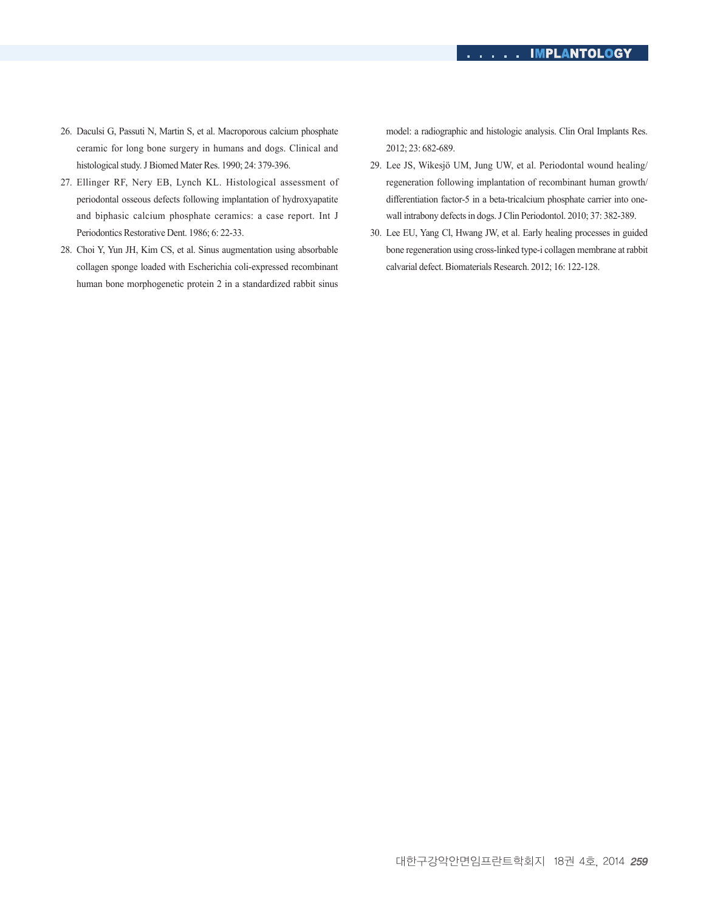26. Daculsi G, Passuti N, Martin S, et al. Macroporous calcium phosphate ceramic for long bone surgery in humans and dogs. Clinical and histological study. J Biomed Mater Res. 1990; 24: 379-396.
27. Ellinger RF, Nery EB, Lynch KL. Histological assessment of periodontal osseous defects following implantation of hydroxyapatite and biphasic calcium phosphate ceramics: a case report. Int J Periodontics Restorative Dent. 1986; 6: 22-33.
28. Choi Y, Yun JH, Kim CS, et al. Sinus augmentation using absorbable collagen sponge loaded with Escherichia coli-expressed recombinant human bone morphogenetic protein 2 in a standardized rabbit sinus model: a radiographic and histologic analysis. Clin Oral Implants Res. 2012; 23: 682-689.
29. Lee JS, Wikesjö UM, Jung UW, et al. Periodontal wound healing/regeneration following implantation of recombinant human growth/differentiation factor-5 in a beta-tricalcium phosphate carrier into one-wall intrabony defects in dogs. J Clin Periodontol. 2010; 37: 382-389.
30. Lee EU, Yang Cl, Hwang JW, et al. Early healing processes in guided bone regeneration using cross-linked type-i collagen membrane at rabbit calvarial defect. Biomaterials Research. 2012; 16: 122-128.